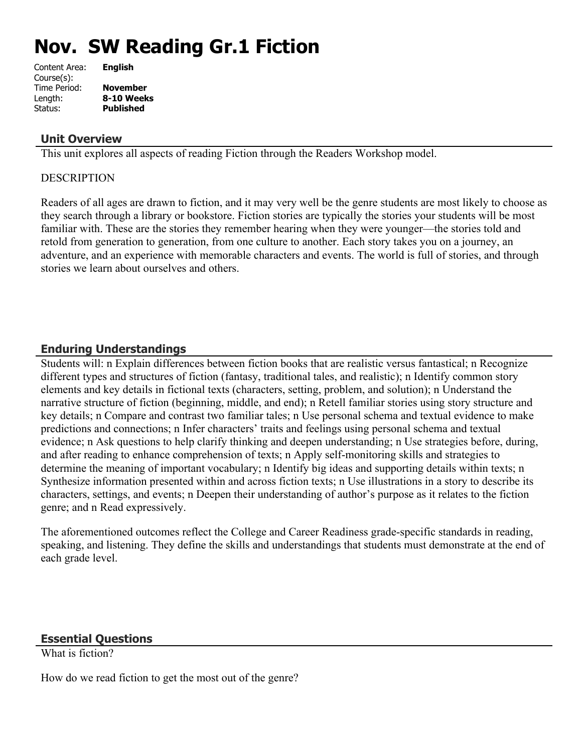# Nov. SW Reading Gr.1 Fiction

Content Area: **English**
Course(s):
Time Period: **November**
Length: **8-10 Weeks**
Status: **Published**

## Unit Overview

This unit explores all aspects of reading Fiction through the Readers Workshop model.

DESCRIPTION

Readers of all ages are drawn to fiction, and it may very well be the genre students are most likely to choose as they search through a library or bookstore. Fiction stories are typically the stories your students will be most familiar with. These are the stories they remember hearing when they were younger—the stories told and retold from generation to generation, from one culture to another. Each story takes you on a journey, an adventure, and an experience with memorable characters and events. The world is full of stories, and through stories we learn about ourselves and others.

## Enduring Understandings

Students will: n Explain differences between fiction books that are realistic versus fantastical; n Recognize different types and structures of fiction (fantasy, traditional tales, and realistic); n Identify common story elements and key details in fictional texts (characters, setting, problem, and solution); n Understand the narrative structure of fiction (beginning, middle, and end); n Retell familiar stories using story structure and key details; n Compare and contrast two familiar tales; n Use personal schema and textual evidence to make predictions and connections; n Infer characters' traits and feelings using personal schema and textual evidence; n Ask questions to help clarify thinking and deepen understanding; n Use strategies before, during, and after reading to enhance comprehension of texts; n Apply self-monitoring skills and strategies to determine the meaning of important vocabulary; n Identify big ideas and supporting details within texts; n Synthesize information presented within and across fiction texts; n Use illustrations in a story to describe its characters, settings, and events; n Deepen their understanding of author's purpose as it relates to the fiction genre; and n Read expressively.

The aforementioned outcomes reflect the College and Career Readiness grade-specific standards in reading, speaking, and listening. They define the skills and understandings that students must demonstrate at the end of each grade level.

## Essential Questions

What is fiction?

How do we read fiction to get the most out of the genre?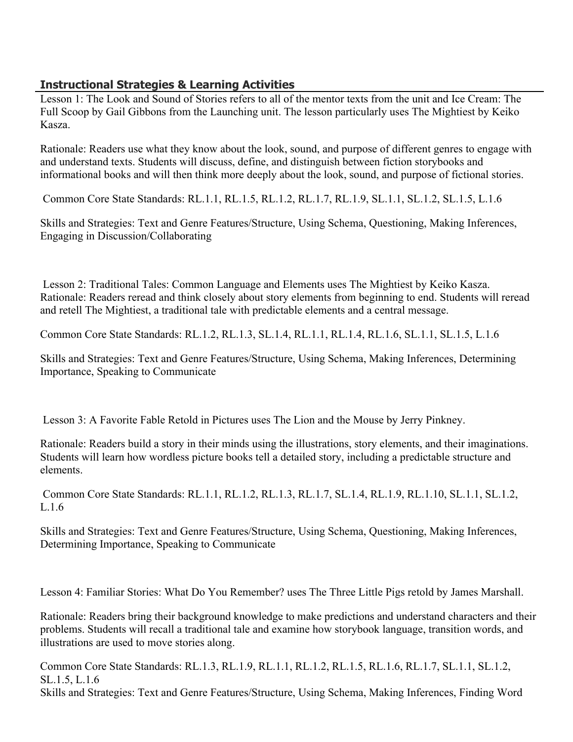## Instructional Strategies & Learning Activities

Lesson 1: The Look and Sound of Stories refers to all of the mentor texts from the unit and Ice Cream: The Full Scoop by Gail Gibbons from the Launching unit. The lesson particularly uses The Mightiest by Keiko Kasza.

Rationale: Readers use what they know about the look, sound, and purpose of different genres to engage with and understand texts. Students will discuss, define, and distinguish between fiction storybooks and informational books and will then think more deeply about the look, sound, and purpose of fictional stories.

Common Core State Standards: RL.1.1, RL.1.5, RL.1.2, RL.1.7, RL.1.9, SL.1.1, SL.1.2, SL.1.5, L.1.6

Skills and Strategies: Text and Genre Features/Structure, Using Schema, Questioning, Making Inferences, Engaging in Discussion/Collaborating

Lesson 2: Traditional Tales: Common Language and Elements uses The Mightiest by Keiko Kasza.
Rationale: Readers reread and think closely about story elements from beginning to end. Students will reread and retell The Mightiest, a traditional tale with predictable elements and a central message.

Common Core State Standards: RL.1.2, RL.1.3, SL.1.4, RL.1.1, RL.1.4, RL.1.6, SL.1.1, SL.1.5, L.1.6

Skills and Strategies: Text and Genre Features/Structure, Using Schema, Making Inferences, Determining Importance, Speaking to Communicate

Lesson 3: A Favorite Fable Retold in Pictures uses The Lion and the Mouse by Jerry Pinkney.

Rationale: Readers build a story in their minds using the illustrations, story elements, and their imaginations. Students will learn how wordless picture books tell a detailed story, including a predictable structure and elements.

Common Core State Standards: RL.1.1, RL.1.2, RL.1.3, RL.1.7, SL.1.4, RL.1.9, RL.1.10, SL.1.1, SL.1.2, L.1.6

Skills and Strategies: Text and Genre Features/Structure, Using Schema, Questioning, Making Inferences, Determining Importance, Speaking to Communicate

Lesson 4: Familiar Stories: What Do You Remember? uses The Three Little Pigs retold by James Marshall.

Rationale: Readers bring their background knowledge to make predictions and understand characters and their problems. Students will recall a traditional tale and examine how storybook language, transition words, and illustrations are used to move stories along.

Common Core State Standards: RL.1.3, RL.1.9, RL.1.1, RL.1.2, RL.1.5, RL.1.6, RL.1.7, SL.1.1, SL.1.2, SL.1.5, L.1.6
Skills and Strategies: Text and Genre Features/Structure, Using Schema, Making Inferences, Finding Word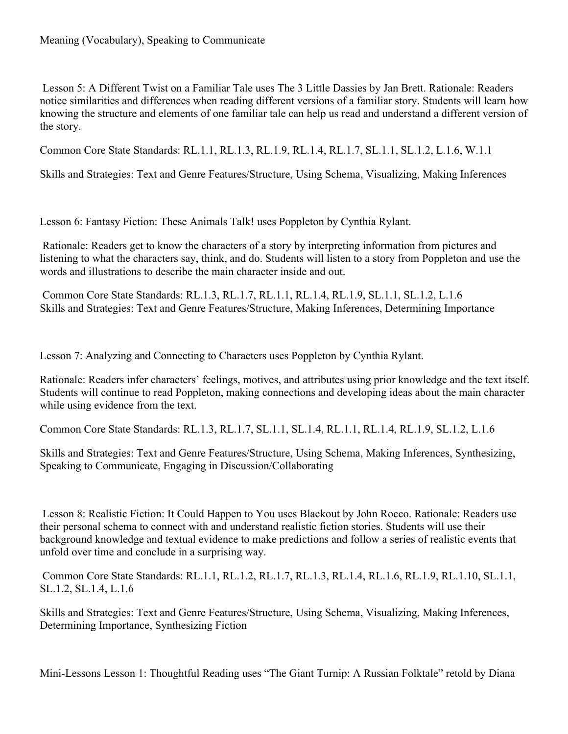Meaning (Vocabulary), Speaking to Communicate

Lesson 5: A Different Twist on a Familiar Tale uses The 3 Little Dassies by Jan Brett. Rationale: Readers notice similarities and differences when reading different versions of a familiar story. Students will learn how knowing the structure and elements of one familiar tale can help us read and understand a different version of the story.

Common Core State Standards: RL.1.1, RL.1.3, RL.1.9, RL.1.4, RL.1.7, SL.1.1, SL.1.2, L.1.6, W.1.1

Skills and Strategies: Text and Genre Features/Structure, Using Schema, Visualizing, Making Inferences

Lesson 6: Fantasy Fiction: These Animals Talk! uses Poppleton by Cynthia Rylant.

Rationale: Readers get to know the characters of a story by interpreting information from pictures and listening to what the characters say, think, and do. Students will listen to a story from Poppleton and use the words and illustrations to describe the main character inside and out.

Common Core State Standards: RL.1.3, RL.1.7, RL.1.1, RL.1.4, RL.1.9, SL.1.1, SL.1.2, L.1.6
Skills and Strategies: Text and Genre Features/Structure, Making Inferences, Determining Importance

Lesson 7: Analyzing and Connecting to Characters uses Poppleton by Cynthia Rylant.

Rationale: Readers infer characters' feelings, motives, and attributes using prior knowledge and the text itself. Students will continue to read Poppleton, making connections and developing ideas about the main character while using evidence from the text.

Common Core State Standards: RL.1.3, RL.1.7, SL.1.1, SL.1.4, RL.1.1, RL.1.4, RL.1.9, SL.1.2, L.1.6

Skills and Strategies: Text and Genre Features/Structure, Using Schema, Making Inferences, Synthesizing, Speaking to Communicate, Engaging in Discussion/Collaborating

Lesson 8: Realistic Fiction: It Could Happen to You uses Blackout by John Rocco. Rationale: Readers use their personal schema to connect with and understand realistic fiction stories. Students will use their background knowledge and textual evidence to make predictions and follow a series of realistic events that unfold over time and conclude in a surprising way.

Common Core State Standards: RL.1.1, RL.1.2, RL.1.7, RL.1.3, RL.1.4, RL.1.6, RL.1.9, RL.1.10, SL.1.1, SL.1.2, SL.1.4, L.1.6

Skills and Strategies: Text and Genre Features/Structure, Using Schema, Visualizing, Making Inferences, Determining Importance, Synthesizing Fiction

Mini-Lessons Lesson 1: Thoughtful Reading uses "The Giant Turnip: A Russian Folktale" retold by Diana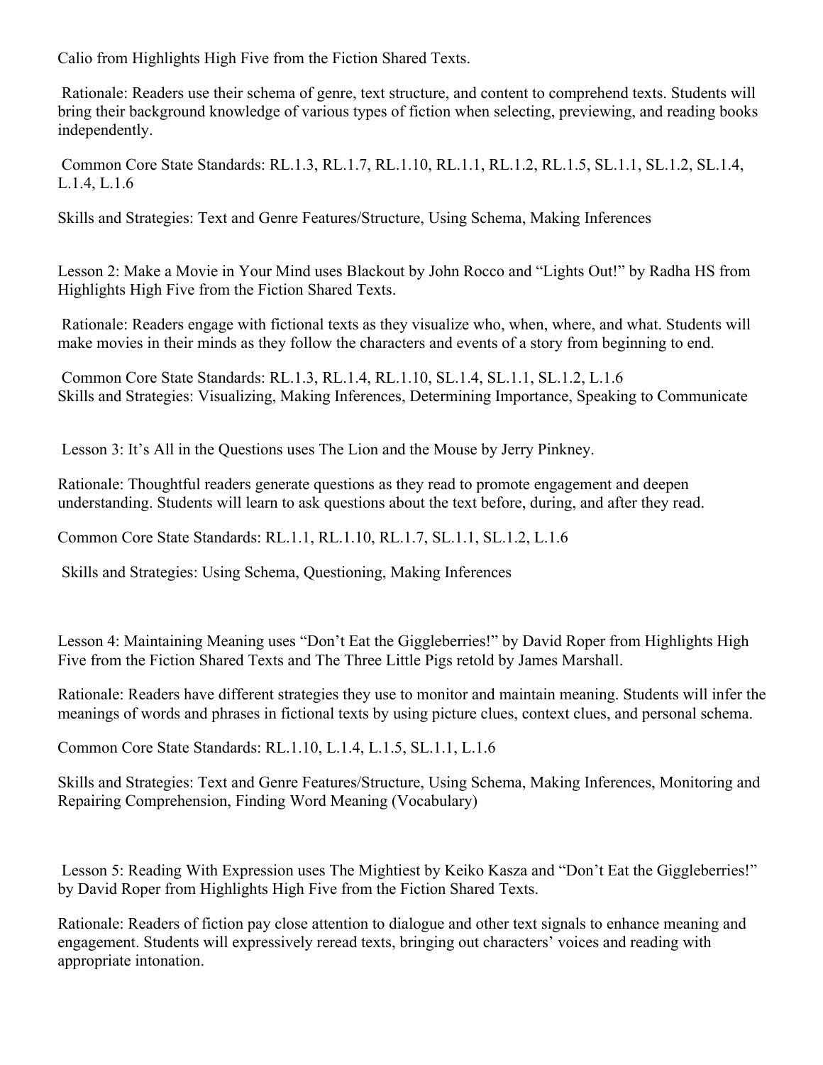Calio from Highlights High Five from the Fiction Shared Texts.

Rationale: Readers use their schema of genre, text structure, and content to comprehend texts. Students will bring their background knowledge of various types of fiction when selecting, previewing, and reading books independently.

Common Core State Standards: RL.1.3, RL.1.7, RL.1.10, RL.1.1, RL.1.2, RL.1.5, SL.1.1, SL.1.2, SL.1.4, L.1.4, L.1.6

Skills and Strategies: Text and Genre Features/Structure, Using Schema, Making Inferences

Lesson 2: Make a Movie in Your Mind uses Blackout by John Rocco and "Lights Out!" by Radha HS from Highlights High Five from the Fiction Shared Texts.

Rationale: Readers engage with fictional texts as they visualize who, when, where, and what. Students will make movies in their minds as they follow the characters and events of a story from beginning to end.

Common Core State Standards: RL.1.3, RL.1.4, RL.1.10, SL.1.4, SL.1.1, SL.1.2, L.1.6
Skills and Strategies: Visualizing, Making Inferences, Determining Importance, Speaking to Communicate

Lesson 3: It's All in the Questions uses The Lion and the Mouse by Jerry Pinkney.

Rationale: Thoughtful readers generate questions as they read to promote engagement and deepen understanding. Students will learn to ask questions about the text before, during, and after they read.

Common Core State Standards: RL.1.1, RL.1.10, RL.1.7, SL.1.1, SL.1.2, L.1.6

Skills and Strategies: Using Schema, Questioning, Making Inferences

Lesson 4: Maintaining Meaning uses "Don't Eat the Giggleberries!" by David Roper from Highlights High Five from the Fiction Shared Texts and The Three Little Pigs retold by James Marshall.

Rationale: Readers have different strategies they use to monitor and maintain meaning. Students will infer the meanings of words and phrases in fictional texts by using picture clues, context clues, and personal schema.

Common Core State Standards: RL.1.10, L.1.4, L.1.5, SL.1.1, L.1.6

Skills and Strategies: Text and Genre Features/Structure, Using Schema, Making Inferences, Monitoring and Repairing Comprehension, Finding Word Meaning (Vocabulary)

Lesson 5: Reading With Expression uses The Mightiest by Keiko Kasza and "Don't Eat the Giggleberries!" by David Roper from Highlights High Five from the Fiction Shared Texts.

Rationale: Readers of fiction pay close attention to dialogue and other text signals to enhance meaning and engagement. Students will expressively reread texts, bringing out characters' voices and reading with appropriate intonation.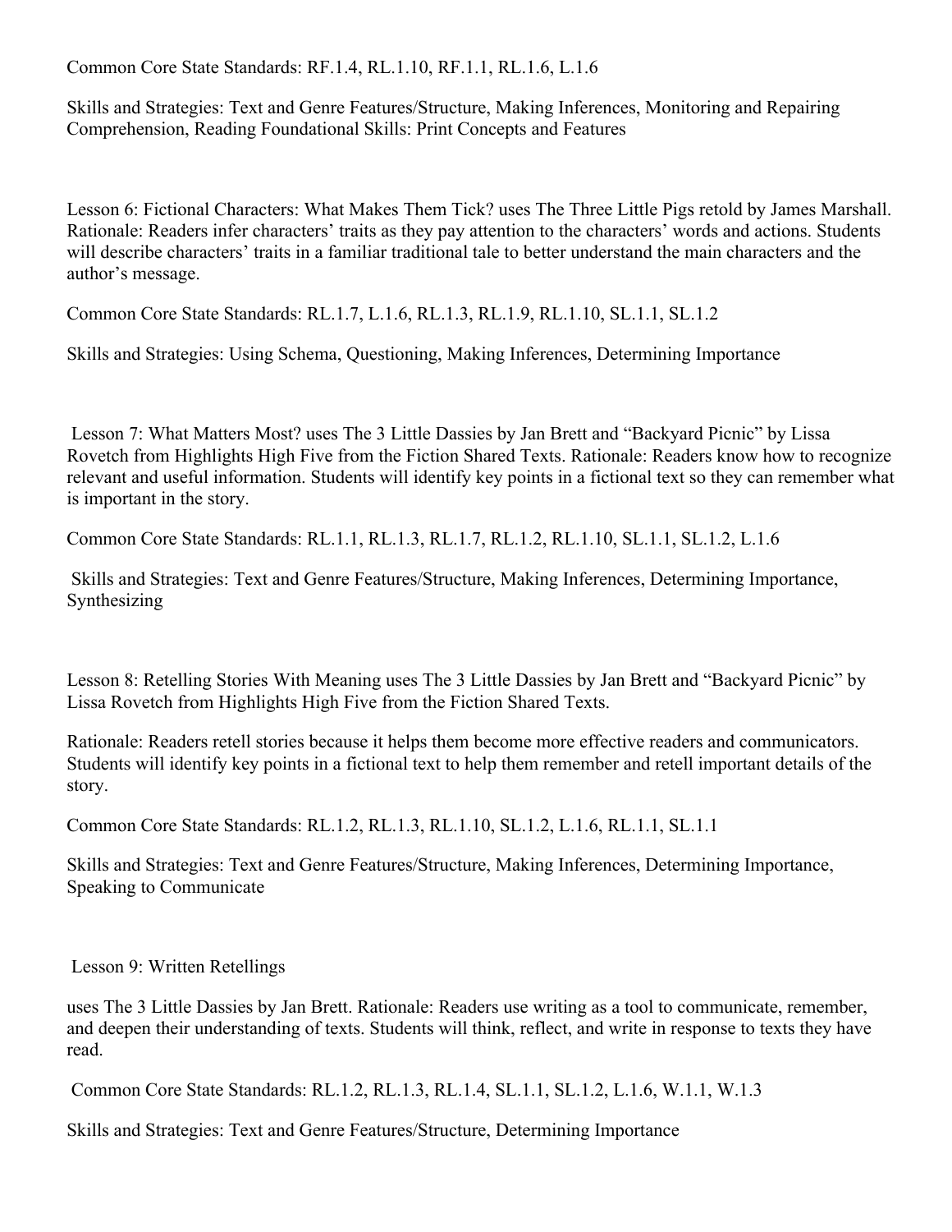Common Core State Standards: RF.1.4, RL.1.10, RF.1.1, RL.1.6, L.1.6

Skills and Strategies: Text and Genre Features/Structure, Making Inferences, Monitoring and Repairing Comprehension, Reading Foundational Skills: Print Concepts and Features

Lesson 6: Fictional Characters: What Makes Them Tick? uses The Three Little Pigs retold by James Marshall. Rationale: Readers infer characters' traits as they pay attention to the characters' words and actions. Students will describe characters' traits in a familiar traditional tale to better understand the main characters and the author's message.

Common Core State Standards: RL.1.7, L.1.6, RL.1.3, RL.1.9, RL.1.10, SL.1.1, SL.1.2

Skills and Strategies: Using Schema, Questioning, Making Inferences, Determining Importance

Lesson 7: What Matters Most? uses The 3 Little Dassies by Jan Brett and "Backyard Picnic" by Lissa Rovetch from Highlights High Five from the Fiction Shared Texts. Rationale: Readers know how to recognize relevant and useful information. Students will identify key points in a fictional text so they can remember what is important in the story.

Common Core State Standards: RL.1.1, RL.1.3, RL.1.7, RL.1.2, RL.1.10, SL.1.1, SL.1.2, L.1.6

Skills and Strategies: Text and Genre Features/Structure, Making Inferences, Determining Importance, Synthesizing

Lesson 8: Retelling Stories With Meaning uses The 3 Little Dassies by Jan Brett and "Backyard Picnic" by Lissa Rovetch from Highlights High Five from the Fiction Shared Texts.

Rationale: Readers retell stories because it helps them become more effective readers and communicators. Students will identify key points in a fictional text to help them remember and retell important details of the story.

Common Core State Standards: RL.1.2, RL.1.3, RL.1.10, SL.1.2, L.1.6, RL.1.1, SL.1.1

Skills and Strategies: Text and Genre Features/Structure, Making Inferences, Determining Importance, Speaking to Communicate

Lesson 9: Written Retellings

uses The 3 Little Dassies by Jan Brett. Rationale: Readers use writing as a tool to communicate, remember, and deepen their understanding of texts. Students will think, reflect, and write in response to texts they have read.

Common Core State Standards: RL.1.2, RL.1.3, RL.1.4, SL.1.1, SL.1.2, L.1.6, W.1.1, W.1.3

Skills and Strategies: Text and Genre Features/Structure, Determining Importance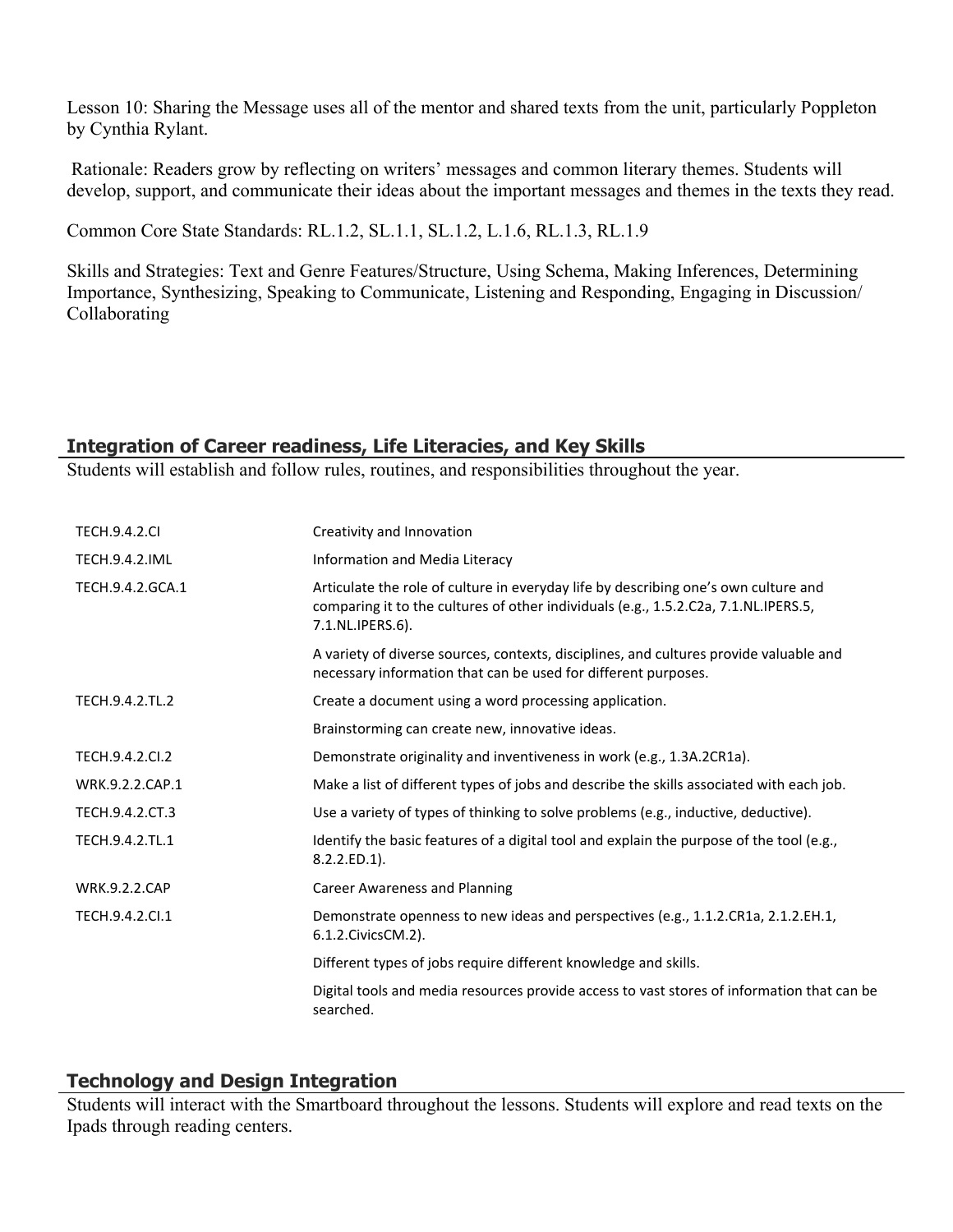Lesson 10: Sharing the Message uses all of the mentor and shared texts from the unit, particularly Poppleton by Cynthia Rylant.

Rationale: Readers grow by reflecting on writers' messages and common literary themes. Students will develop, support, and communicate their ideas about the important messages and themes in the texts they read.

Common Core State Standards: RL.1.2, SL.1.1, SL.1.2, L.1.6, RL.1.3, RL.1.9

Skills and Strategies: Text and Genre Features/Structure, Using Schema, Making Inferences, Determining Importance, Synthesizing, Speaking to Communicate, Listening and Responding, Engaging in Discussion/ Collaborating

## Integration of Career readiness, Life Literacies, and Key Skills

Students will establish and follow rules, routines, and responsibilities throughout the year.

| | |
|---|---|
| TECH.9.4.2.CI | Creativity and Innovation |
| TECH.9.4.2.IML | Information and Media Literacy |
| TECH.9.4.2.GCA.1 | Articulate the role of culture in everyday life by describing one's own culture and comparing it to the cultures of other individuals (e.g., 1.5.2.C2a, 7.1.NL.IPERS.5, 7.1.NL.IPERS.6). |
| | A variety of diverse sources, contexts, disciplines, and cultures provide valuable and necessary information that can be used for different purposes. |
| TECH.9.4.2.TL.2 | Create a document using a word processing application. |
| | Brainstorming can create new, innovative ideas. |
| TECH.9.4.2.CI.2 | Demonstrate originality and inventiveness in work (e.g., 1.3A.2CR1a). |
| WRK.9.2.2.CAP.1 | Make a list of different types of jobs and describe the skills associated with each job. |
| TECH.9.4.2.CT.3 | Use a variety of types of thinking to solve problems (e.g., inductive, deductive). |
| TECH.9.4.2.TL.1 | Identify the basic features of a digital tool and explain the purpose of the tool (e.g., 8.2.2.ED.1). |
| WRK.9.2.2.CAP | Career Awareness and Planning |
| TECH.9.4.2.CI.1 | Demonstrate openness to new ideas and perspectives (e.g., 1.1.2.CR1a, 2.1.2.EH.1, 6.1.2.CivicsCM.2). |
| | Different types of jobs require different knowledge and skills. |
| | Digital tools and media resources provide access to vast stores of information that can be searched. |

## Technology and Design Integration

Students will interact with the Smartboard throughout the lessons. Students will explore and read texts on the Ipads through reading centers.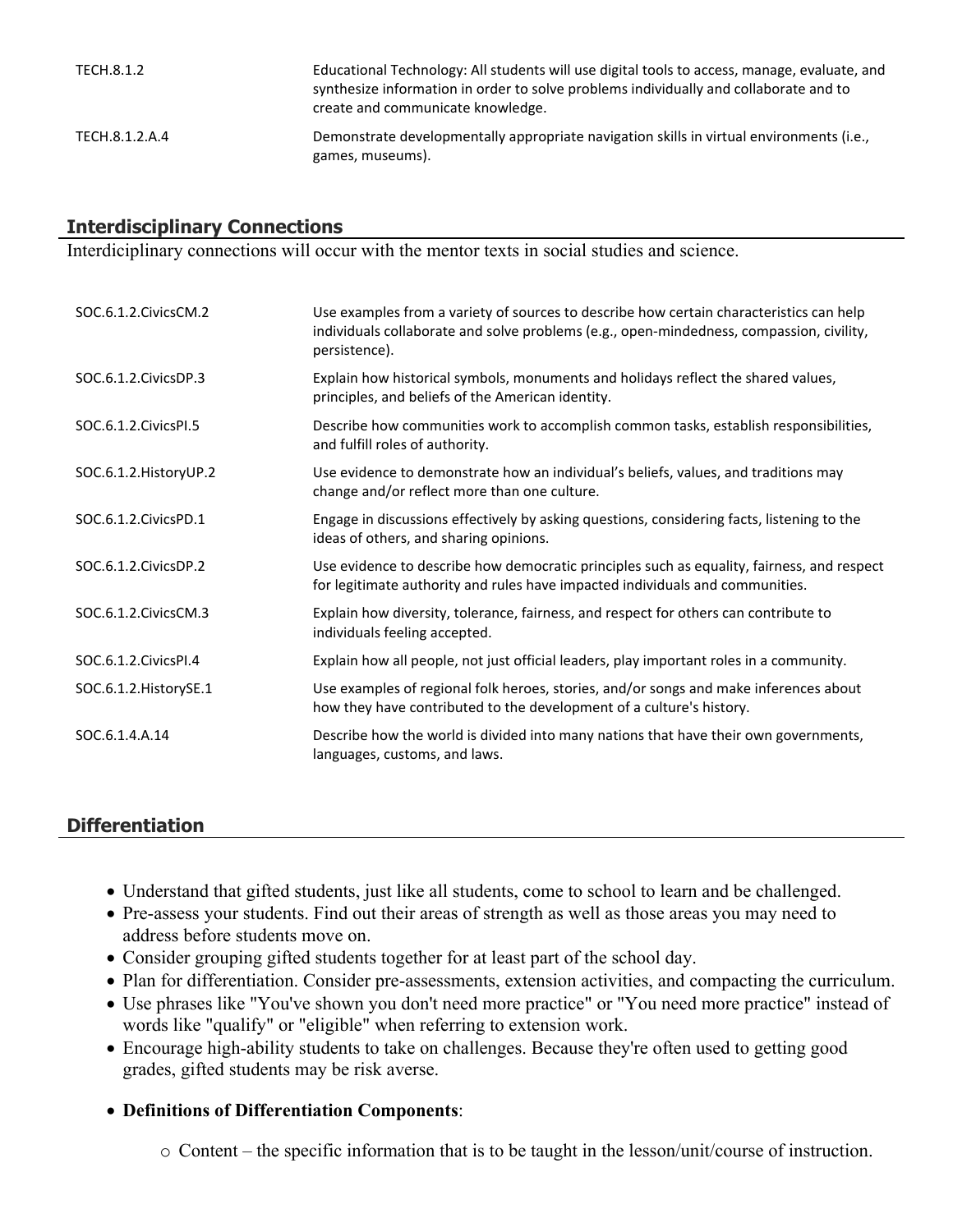| | |
|---|---|
| TECH.8.1.2 | Educational Technology: All students will use digital tools to access, manage, evaluate, and synthesize information in order to solve problems individually and collaborate and to create and communicate knowledge. |
| TECH.8.1.2.A.4 | Demonstrate developmentally appropriate navigation skills in virtual environments (i.e., games, museums). |

## Interdisciplinary Connections

Interdiciplinary connections will occur with the mentor texts in social studies and science.

| | |
|---|---|
| SOC.6.1.2.CivicsCM.2 | Use examples from a variety of sources to describe how certain characteristics can help individuals collaborate and solve problems (e.g., open-mindedness, compassion, civility, persistence). |
| SOC.6.1.2.CivicsDP.3 | Explain how historical symbols, monuments and holidays reflect the shared values, principles, and beliefs of the American identity. |
| SOC.6.1.2.CivicsPI.5 | Describe how communities work to accomplish common tasks, establish responsibilities, and fulfill roles of authority. |
| SOC.6.1.2.HistoryUP.2 | Use evidence to demonstrate how an individual's beliefs, values, and traditions may change and/or reflect more than one culture. |
| SOC.6.1.2.CivicsPD.1 | Engage in discussions effectively by asking questions, considering facts, listening to the ideas of others, and sharing opinions. |
| SOC.6.1.2.CivicsDP.2 | Use evidence to describe how democratic principles such as equality, fairness, and respect for legitimate authority and rules have impacted individuals and communities. |
| SOC.6.1.2.CivicsCM.3 | Explain how diversity, tolerance, fairness, and respect for others can contribute to individuals feeling accepted. |
| SOC.6.1.2.CivicsPI.4 | Explain how all people, not just official leaders, play important roles in a community. |
| SOC.6.1.2.HistorySE.1 | Use examples of regional folk heroes, stories, and/or songs and make inferences about how they have contributed to the development of a culture's history. |
| SOC.6.1.4.A.14 | Describe how the world is divided into many nations that have their own governments, languages, customs, and laws. |

## Differentiation

- Understand that gifted students, just like all students, come to school to learn and be challenged.
- Pre-assess your students. Find out their areas of strength as well as those areas you may need to address before students move on.
- Consider grouping gifted students together for at least part of the school day.
- Plan for differentiation. Consider pre-assessments, extension activities, and compacting the curriculum.
- Use phrases like "You've shown you don't need more practice" or "You need more practice" instead of words like "qualify" or "eligible" when referring to extension work.
- Encourage high-ability students to take on challenges. Because they're often used to getting good grades, gifted students may be risk averse.
- **Definitions of Differentiation Components**:
  - Content – the specific information that is to be taught in the lesson/unit/course of instruction.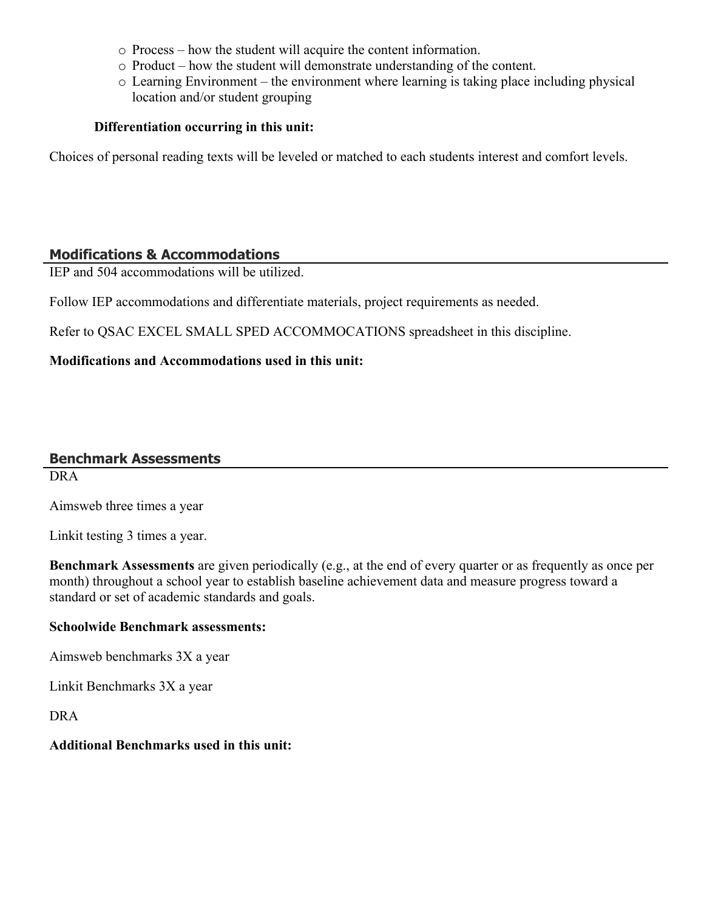- Process – how the student will acquire the content information.
- Product – how the student will demonstrate understanding of the content.
- Learning Environment – the environment where learning is taking place including physical location and/or student grouping

**Differentiation occurring in this unit:**

Choices of personal reading texts will be leveled or matched to each students interest and comfort levels.

## Modifications & Accommodations

IEP and 504 accommodations will be utilized.

Follow IEP accommodations and differentiate materials, project requirements as needed.

Refer to QSAC EXCEL SMALL SPED ACCOMMOCATIONS spreadsheet in this discipline.

**Modifications and Accommodations used in this unit:**

## Benchmark Assessments

DRA

Aimsweb three times a year

Linkit testing 3 times a year.

**Benchmark Assessments** are given periodically (e.g., at the end of every quarter or as frequently as once per month) throughout a school year to establish baseline achievement data and measure progress toward a standard or set of academic standards and goals.

**Schoolwide Benchmark assessments:**

Aimsweb benchmarks 3X a year

Linkit Benchmarks 3X a year

DRA

**Additional Benchmarks used in this unit:**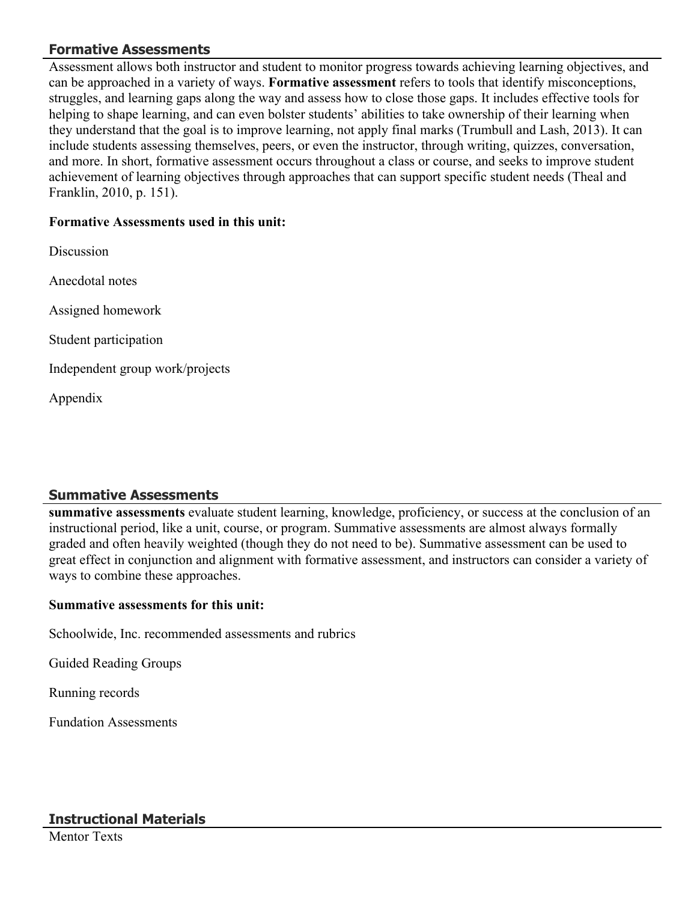## Formative Assessments

Assessment allows both instructor and student to monitor progress towards achieving learning objectives, and can be approached in a variety of ways. **Formative assessment** refers to tools that identify misconceptions, struggles, and learning gaps along the way and assess how to close those gaps. It includes effective tools for helping to shape learning, and can even bolster students' abilities to take ownership of their learning when they understand that the goal is to improve learning, not apply final marks (Trumbull and Lash, 2013). It can include students assessing themselves, peers, or even the instructor, through writing, quizzes, conversation, and more. In short, formative assessment occurs throughout a class or course, and seeks to improve student achievement of learning objectives through approaches that can support specific student needs (Theal and Franklin, 2010, p. 151).

**Formative Assessments used in this unit:**

Discussion

Anecdotal notes

Assigned homework

Student participation

Independent group work/projects

Appendix

## Summative Assessments

**summative assessments** evaluate student learning, knowledge, proficiency, or success at the conclusion of an instructional period, like a unit, course, or program. Summative assessments are almost always formally graded and often heavily weighted (though they do not need to be). Summative assessment can be used to great effect in conjunction and alignment with formative assessment, and instructors can consider a variety of ways to combine these approaches.

**Summative assessments for this unit:**

Schoolwide, Inc. recommended assessments and rubrics

Guided Reading Groups

Running records

Fundation Assessments

## Instructional Materials

Mentor Texts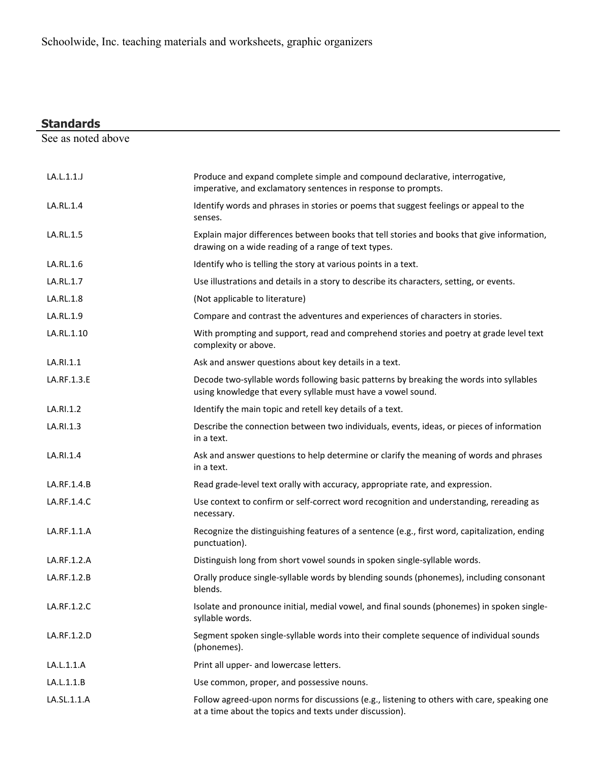Schoolwide, Inc. teaching materials and worksheets, graphic organizers

## Standards

See as noted above

| | |
|---|---|
| LA.L.1.1.J | Produce and expand complete simple and compound declarative, interrogative, imperative, and exclamatory sentences in response to prompts. |
| LA.RL.1.4 | Identify words and phrases in stories or poems that suggest feelings or appeal to the senses. |
| LA.RL.1.5 | Explain major differences between books that tell stories and books that give information, drawing on a wide reading of a range of text types. |
| LA.RL.1.6 | Identify who is telling the story at various points in a text. |
| LA.RL.1.7 | Use illustrations and details in a story to describe its characters, setting, or events. |
| LA.RL.1.8 | (Not applicable to literature) |
| LA.RL.1.9 | Compare and contrast the adventures and experiences of characters in stories. |
| LA.RL.1.10 | With prompting and support, read and comprehend stories and poetry at grade level text complexity or above. |
| LA.RI.1.1 | Ask and answer questions about key details in a text. |
| LA.RF.1.3.E | Decode two-syllable words following basic patterns by breaking the words into syllables using knowledge that every syllable must have a vowel sound. |
| LA.RI.1.2 | Identify the main topic and retell key details of a text. |
| LA.RI.1.3 | Describe the connection between two individuals, events, ideas, or pieces of information in a text. |
| LA.RI.1.4 | Ask and answer questions to help determine or clarify the meaning of words and phrases in a text. |
| LA.RF.1.4.B | Read grade-level text orally with accuracy, appropriate rate, and expression. |
| LA.RF.1.4.C | Use context to confirm or self-correct word recognition and understanding, rereading as necessary. |
| LA.RF.1.1.A | Recognize the distinguishing features of a sentence (e.g., first word, capitalization, ending punctuation). |
| LA.RF.1.2.A | Distinguish long from short vowel sounds in spoken single-syllable words. |
| LA.RF.1.2.B | Orally produce single-syllable words by blending sounds (phonemes), including consonant blends. |
| LA.RF.1.2.C | Isolate and pronounce initial, medial vowel, and final sounds (phonemes) in spoken single-syllable words. |
| LA.RF.1.2.D | Segment spoken single-syllable words into their complete sequence of individual sounds (phonemes). |
| LA.L.1.1.A | Print all upper- and lowercase letters. |
| LA.L.1.1.B | Use common, proper, and possessive nouns. |
| LA.SL.1.1.A | Follow agreed-upon norms for discussions (e.g., listening to others with care, speaking one at a time about the topics and texts under discussion). |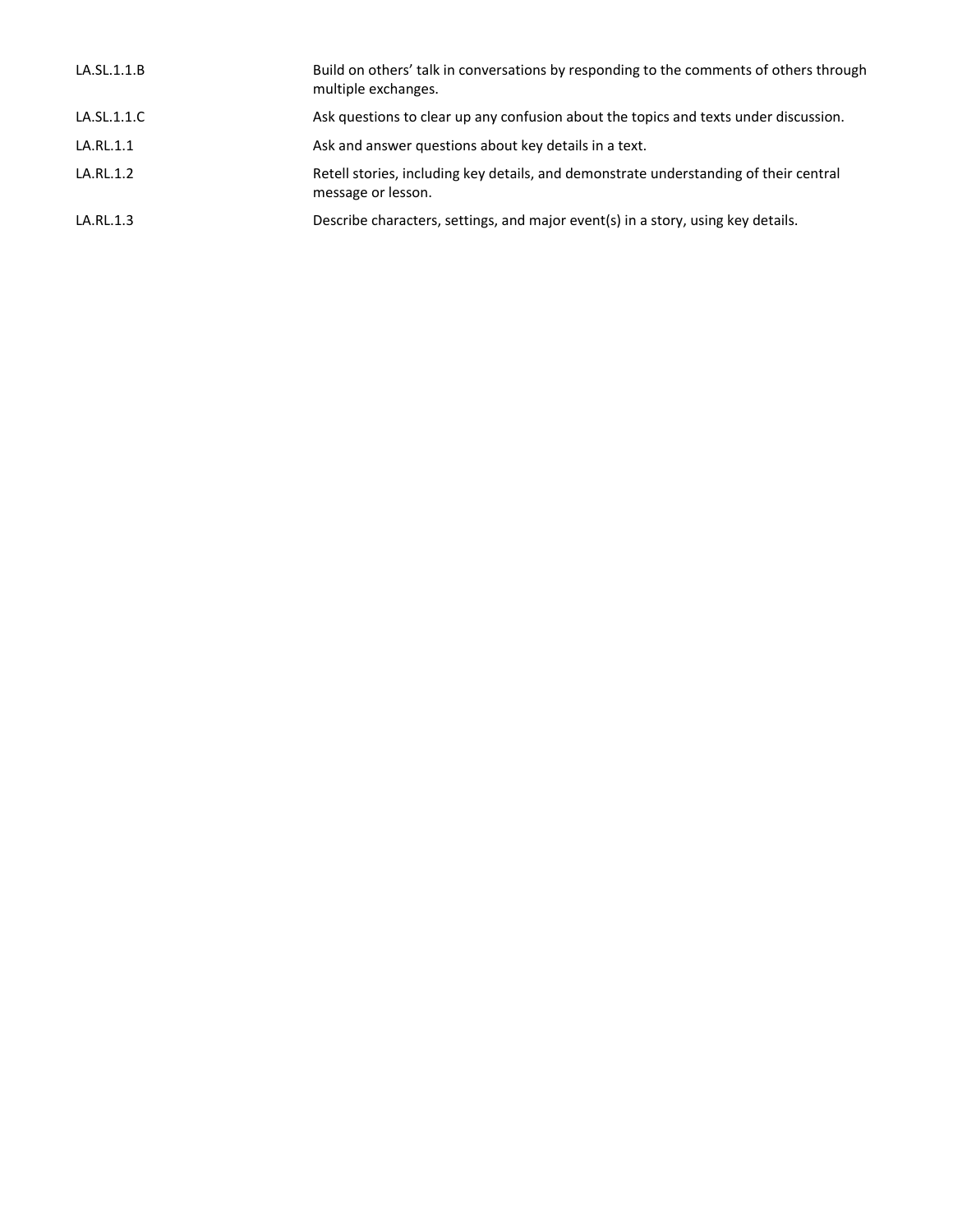| | |
|---|---|
| LA.SL.1.1.B | Build on others' talk in conversations by responding to the comments of others through multiple exchanges. |
| LA.SL.1.1.C | Ask questions to clear up any confusion about the topics and texts under discussion. |
| LA.RL.1.1 | Ask and answer questions about key details in a text. |
| LA.RL.1.2 | Retell stories, including key details, and demonstrate understanding of their central message or lesson. |
| LA.RL.1.3 | Describe characters, settings, and major event(s) in a story, using key details. |